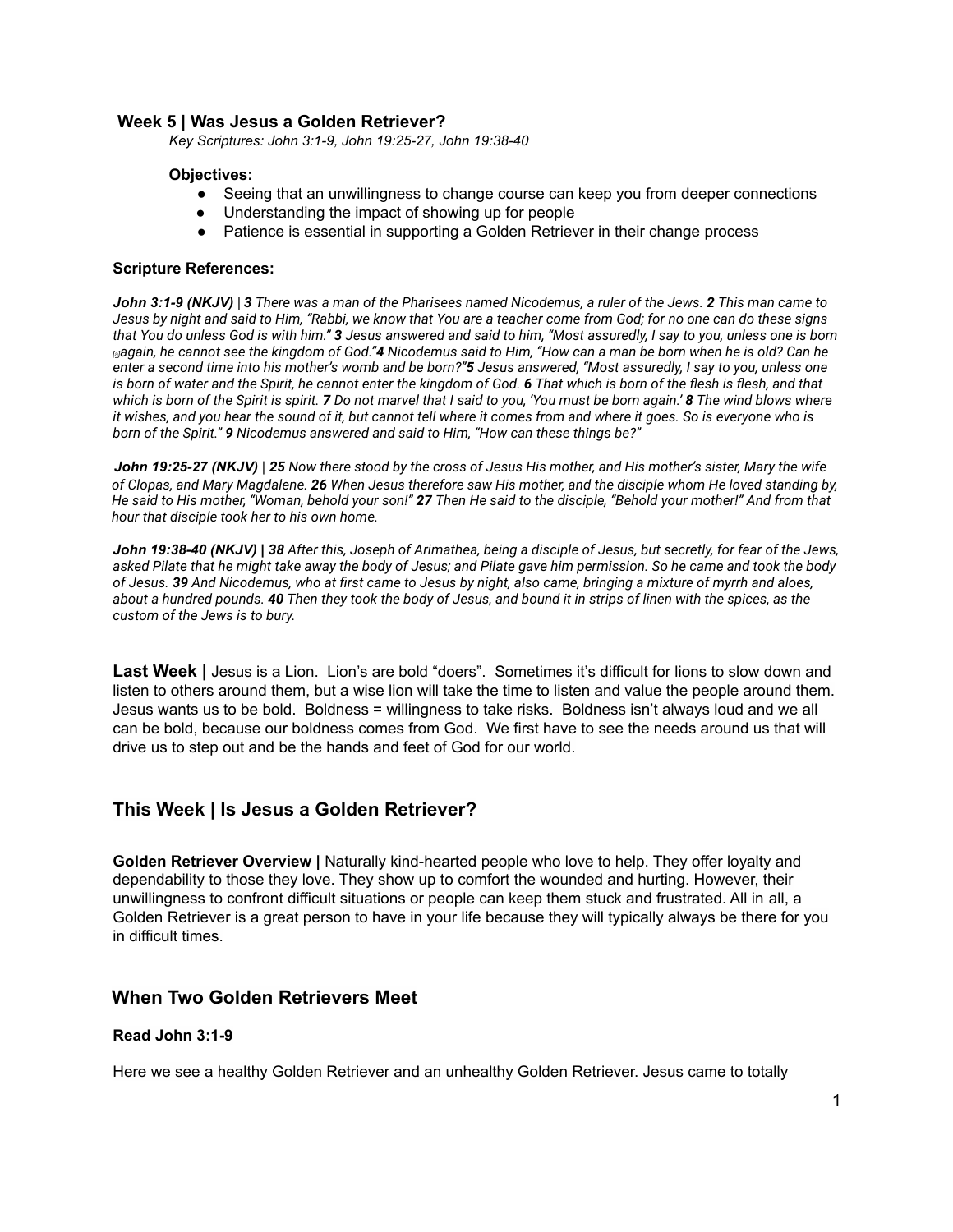### Week 5 | Was Jesus a Golden Retriever?

*Key Scriptures: John 3:1-9, John 19:25-27, John 19:38-40*

**Objectives:**

- Seeing that an unwillingness to change course can keep you from deeper connections
- Understanding the impact of showing up for people
- Patience is essential in supporting a Golden Retriever in their change process

**Scripture References:**

***John 3:1-9 (NKJV)*** | ***3*** *There was a man of the Pharisees named Nicodemus, a ruler of the Jews.* ***2*** *This man came to Jesus by night and said to Him, "Rabbi, we know that You are a teacher come from God; for no one can do these signs that You do unless God is with him."* ***3*** *Jesus answered and said to him, "Most assuredly, I say to you, unless one is born [a]again, he cannot see the kingdom of God."****4*** *Nicodemus said to Him, "How can a man be born when he is old? Can he enter a second time into his mother's womb and be born?"****5*** *Jesus answered, "Most assuredly, I say to you, unless one is born of water and the Spirit, he cannot enter the kingdom of God.* ***6*** *That which is born of the flesh is flesh, and that which is born of the Spirit is spirit.* ***7*** *Do not marvel that I said to you, 'You must be born again.'* ***8*** *The wind blows where it wishes, and you hear the sound of it, but cannot tell where it comes from and where it goes. So is everyone who is born of the Spirit."* ***9*** *Nicodemus answered and said to Him, "How can these things be?"*

***John 19:25-27 (NKJV)*** | ***25*** *Now there stood by the cross of Jesus His mother, and His mother's sister, Mary the wife of Clopas, and Mary Magdalene.* ***26*** *When Jesus therefore saw His mother, and the disciple whom He loved standing by, He said to His mother, "Woman, behold your son!"* ***27*** *Then He said to the disciple, "Behold your mother!" And from that hour that disciple took her to his own home.*

***John 19:38-40 (NKJV) |*** ***38*** *After this, Joseph of Arimathea, being a disciple of Jesus, but secretly, for fear of the Jews, asked Pilate that he might take away the body of Jesus; and Pilate gave him permission. So he came and took the body of Jesus.* ***39*** *And Nicodemus, who at first came to Jesus by night, also came, bringing a mixture of myrrh and aloes, about a hundred pounds.* ***40*** *Then they took the body of Jesus, and bound it in strips of linen with the spices, as the custom of the Jews is to bury.*

**Last Week |** Jesus is a Lion. Lion's are bold "doers". Sometimes it's difficult for lions to slow down and listen to others around them, but a wise lion will take the time to listen and value the people around them. Jesus wants us to be bold. Boldness = willingness to take risks. Boldness isn't always loud and we all can be bold, because our boldness comes from God. We first have to see the needs around us that will drive us to step out and be the hands and feet of God for our world.

### This Week | Is Jesus a Golden Retriever?

**Golden Retriever Overview |** Naturally kind-hearted people who love to help. They offer loyalty and dependability to those they love. They show up to comfort the wounded and hurting. However, their unwillingness to confront difficult situations or people can keep them stuck and frustrated. All in all, a Golden Retriever is a great person to have in your life because they will typically always be there for you in difficult times.

### When Two Golden Retrievers Meet

**Read John 3:1-9**

Here we see a healthy Golden Retriever and an unhealthy Golden Retriever. Jesus came to totally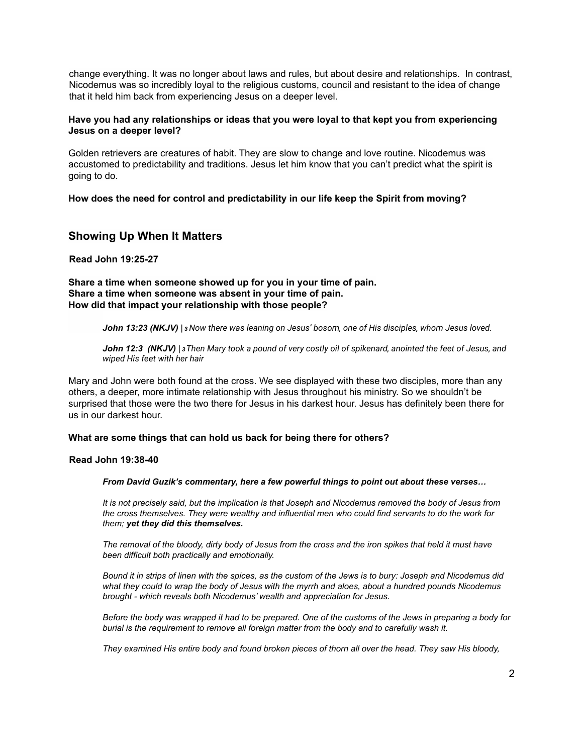change everything. It was no longer about laws and rules, but about desire and relationships. In contrast, Nicodemus was so incredibly loyal to the religious customs, council and resistant to the idea of change that it held him back from experiencing Jesus on a deeper level.

**Have you had any relationships or ideas that you were loyal to that kept you from experiencing Jesus on a deeper level?**

Golden retrievers are creatures of habit. They are slow to change and love routine. Nicodemus was accustomed to predictability and traditions. Jesus let him know that you can't predict what the spirit is going to do.

**How does the need for control and predictability in our life keep the Spirit from moving?**

## Showing Up When It Matters

**Read John 19:25-27**

**Share a time when someone showed up for you in your time of pain.**
**Share a time when someone was absent in your time of pain.**
**How did that impact your relationship with those people?**

> ***John 13:23 (NKJV)*** *| 3 Now there was leaning on Jesus' bosom, one of His disciples, whom Jesus loved.*
>
> ***John 12:3 (NKJV)*** *| 3 Then Mary took a pound of very costly oil of spikenard, anointed the feet of Jesus, and wiped His feet with her hair*

Mary and John were both found at the cross. We see displayed with these two disciples, more than any others, a deeper, more intimate relationship with Jesus throughout his ministry. So we shouldn't be surprised that those were the two there for Jesus in his darkest hour. Jesus has definitely been there for us in our darkest hour.

**What are some things that can hold us back for being there for others?**

**Read John 19:38-40**

> ***From David Guzik's commentary, here a few powerful things to point out about these verses…***
>
> *It is not precisely said, but the implication is that Joseph and Nicodemus removed the body of Jesus from the cross themselves. They were wealthy and influential men who could find servants to do the work for them;* ***yet they did this themselves.***
>
> *The removal of the bloody, dirty body of Jesus from the cross and the iron spikes that held it must have been difficult both practically and emotionally.*
>
> *Bound it in strips of linen with the spices, as the custom of the Jews is to bury: Joseph and Nicodemus did what they could to wrap the body of Jesus with the myrrh and aloes, about a hundred pounds Nicodemus brought - which reveals both Nicodemus' wealth and appreciation for Jesus.*
>
> *Before the body was wrapped it had to be prepared. One of the customs of the Jews in preparing a body for burial is the requirement to remove all foreign matter from the body and to carefully wash it.*
>
> *They examined His entire body and found broken pieces of thorn all over the head. They saw His bloody,*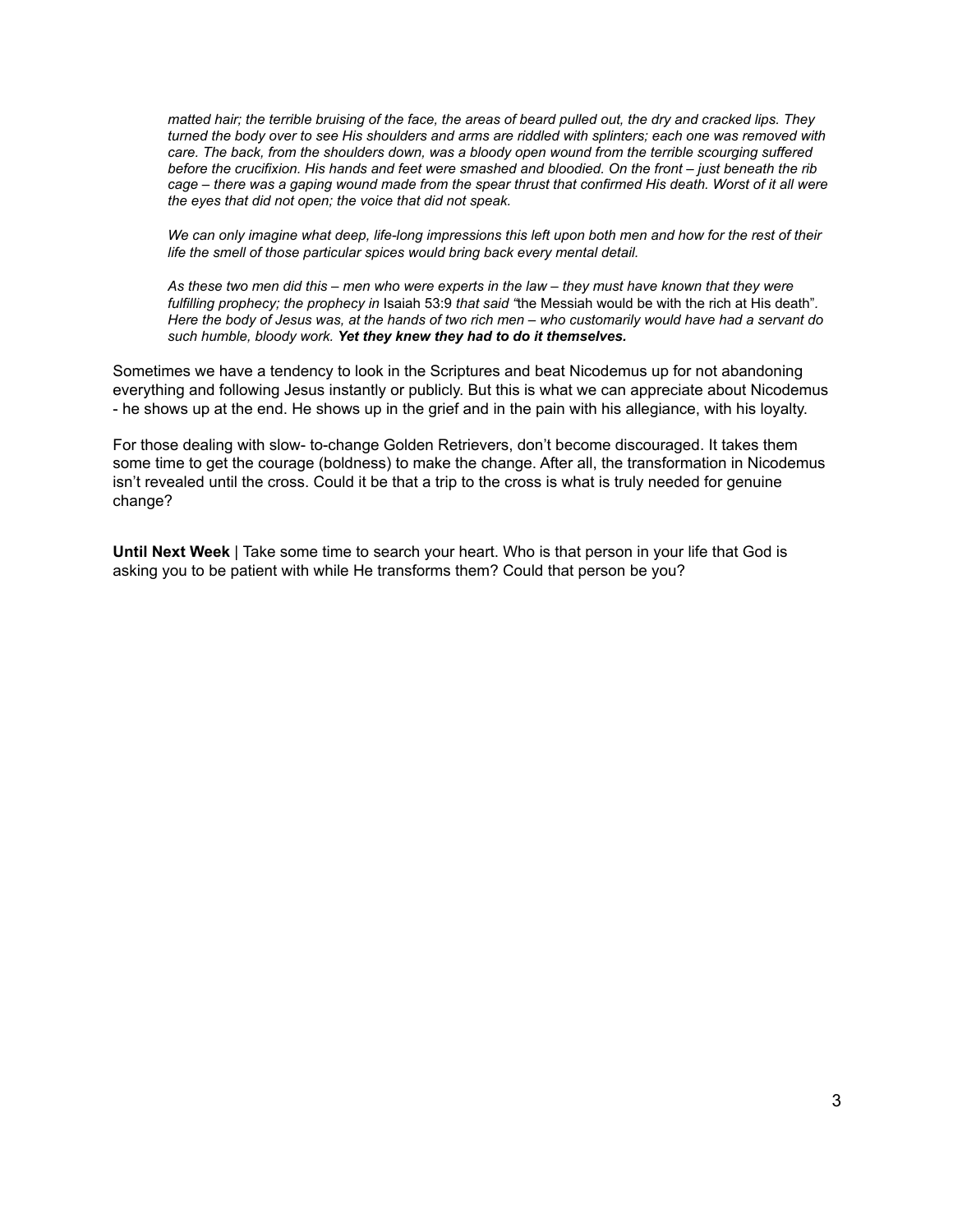> *matted hair; the terrible bruising of the face, the areas of beard pulled out, the dry and cracked lips. They turned the body over to see His shoulders and arms are riddled with splinters; each one was removed with care. The back, from the shoulders down, was a bloody open wound from the terrible scourging suffered before the crucifixion. His hands and feet were smashed and bloodied. On the front – just beneath the rib cage – there was a gaping wound made from the spear thrust that confirmed His death. Worst of it all were the eyes that did not open; the voice that did not speak.*
>
> *We can only imagine what deep, life-long impressions this left upon both men and how for the rest of their life the smell of those particular spices would bring back every mental detail.*
>
> *As these two men did this – men who were experts in the law – they must have known that they were fulfilling prophecy; the prophecy in* Isaiah 53:9 *that said "*the Messiah would be with the rich at His death". *Here the body of Jesus was, at the hands of two rich men – who customarily would have had a servant do such humble, bloody work.* ***Yet they knew they had to do it themselves.***

Sometimes we have a tendency to look in the Scriptures and beat Nicodemus up for not abandoning everything and following Jesus instantly or publicly. But this is what we can appreciate about Nicodemus - he shows up at the end. He shows up in the grief and in the pain with his allegiance, with his loyalty.

For those dealing with slow- to-change Golden Retrievers, don't become discouraged. It takes them some time to get the courage (boldness) to make the change. After all, the transformation in Nicodemus isn't revealed until the cross. Could it be that a trip to the cross is what is truly needed for genuine change?

**Until Next Week** | Take some time to search your heart. Who is that person in your life that God is asking you to be patient with while He transforms them? Could that person be you?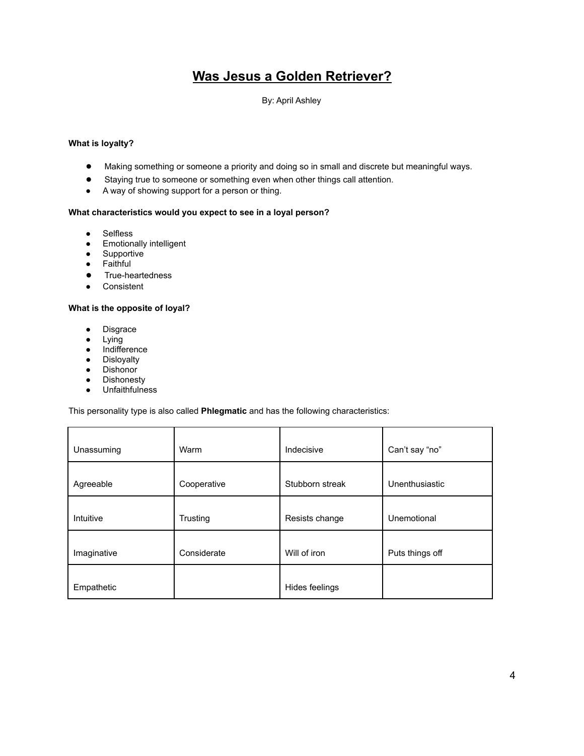# Was Jesus a Golden Retriever?

By: April Ashley

**What is loyalty?**

- Making something or someone a priority and doing so in small and discrete but meaningful ways.
- Staying true to someone or something even when other things call attention.
- A way of showing support for a person or thing.

**What characteristics would you expect to see in a loyal person?**

- Selfless
- Emotionally intelligent
- Supportive
- Faithful
- True-heartedness
- Consistent

**What is the opposite of loyal?**

- Disgrace
- Lying
- Indifference
- Disloyalty
- Dishonor
- Dishonesty
- Unfaithfulness

This personality type is also called **Phlegmatic** and has the following characteristics:

| | | | |
|---|---|---|---|
| Unassuming | Warm | Indecisive | Can't say "no" |
| Agreeable | Cooperative | Stubborn streak | Unenthusiastic |
| Intuitive | Trusting | Resists change | Unemotional |
| Imaginative | Considerate | Will of iron | Puts things off |
| Empathetic | | Hides feelings | |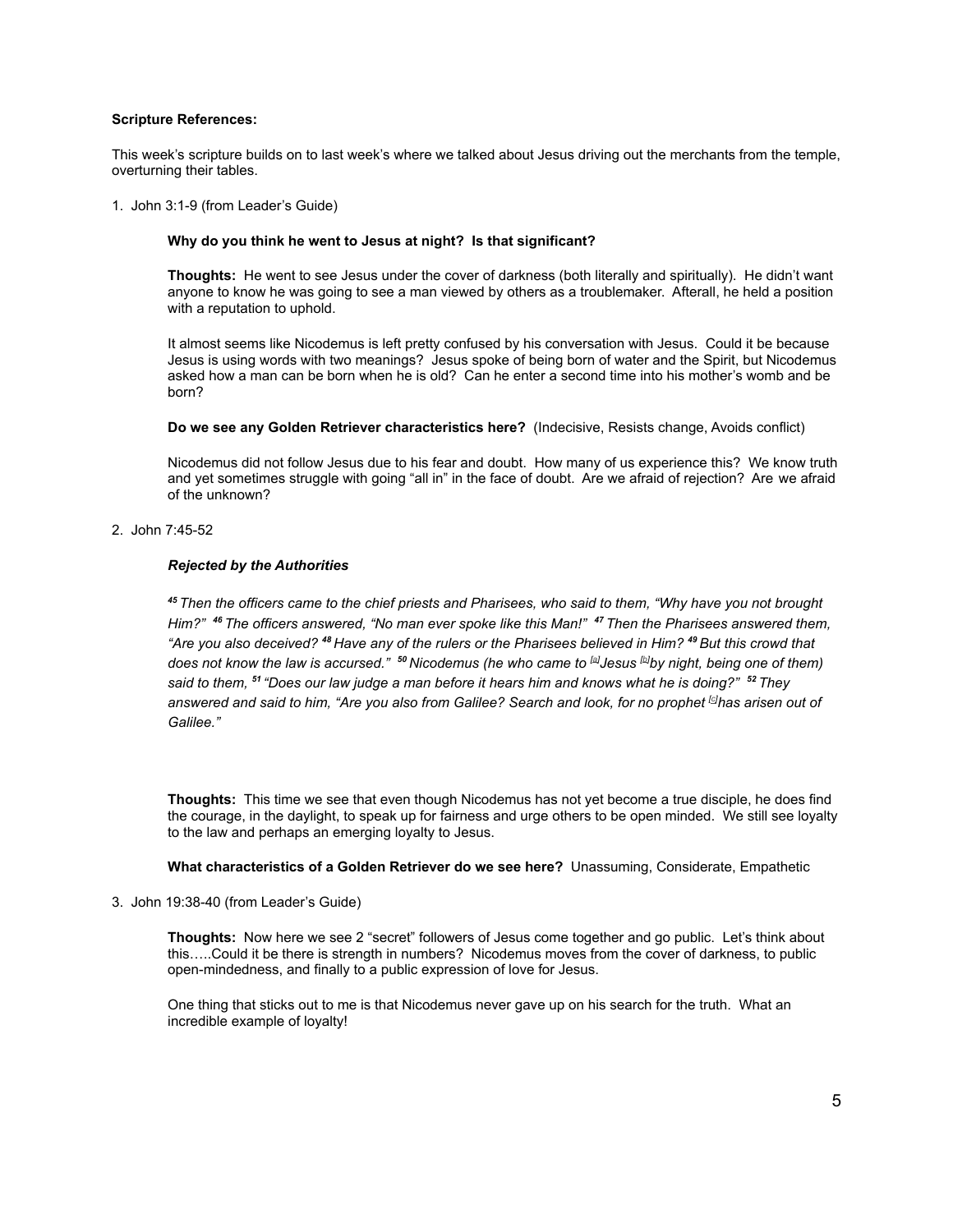**Scripture References:**

This week's scripture builds on to last week's where we talked about Jesus driving out the merchants from the temple, overturning their tables.

1. John 3:1-9 (from Leader's Guide)

   **Why do you think he went to Jesus at night? Is that significant?**

   **Thoughts:** He went to see Jesus under the cover of darkness (both literally and spiritually). He didn't want anyone to know he was going to see a man viewed by others as a troublemaker. Afterall, he held a position with a reputation to uphold.

   It almost seems like Nicodemus is left pretty confused by his conversation with Jesus. Could it be because Jesus is using words with two meanings? Jesus spoke of being born of water and the Spirit, but Nicodemus asked how a man can be born when he is old? Can he enter a second time into his mother's womb and be born?

   **Do we see any Golden Retriever characteristics here?** (Indecisive, Resists change, Avoids conflict)

   Nicodemus did not follow Jesus due to his fear and doubt. How many of us experience this? We know truth and yet sometimes struggle with going "all in" in the face of doubt. Are we afraid of rejection? Are we afraid of the unknown?

2. John 7:45-52

   ***Rejected by the Authorities***

   ***45** Then the officers came to the chief priests and Pharisees, who said to them, "Why have you not brought Him?" **46** The officers answered, "No man ever spoke like this Man!" **47** Then the Pharisees answered them, "Are you also deceived? **48** Have any of the rulers or the Pharisees believed in Him? **49** But this crowd that does not know the law is accursed." **50** Nicodemus (he who came to [a]Jesus [b]by night, being one of them) said to them, **51** "Does our law judge a man before it hears him and knows what he is doing?" **52** They answered and said to him, "Are you also from Galilee? Search and look, for no prophet [c]has arisen out of Galilee."*

   **Thoughts:** This time we see that even though Nicodemus has not yet become a true disciple, he does find the courage, in the daylight, to speak up for fairness and urge others to be open minded. We still see loyalty to the law and perhaps an emerging loyalty to Jesus.

   **What characteristics of a Golden Retriever do we see here?** Unassuming, Considerate, Empathetic

3. John 19:38-40 (from Leader's Guide)

   **Thoughts:** Now here we see 2 "secret" followers of Jesus come together and go public. Let's think about this…..Could it be there is strength in numbers? Nicodemus moves from the cover of darkness, to public open-mindedness, and finally to a public expression of love for Jesus.

   One thing that sticks out to me is that Nicodemus never gave up on his search for the truth. What an incredible example of loyalty!